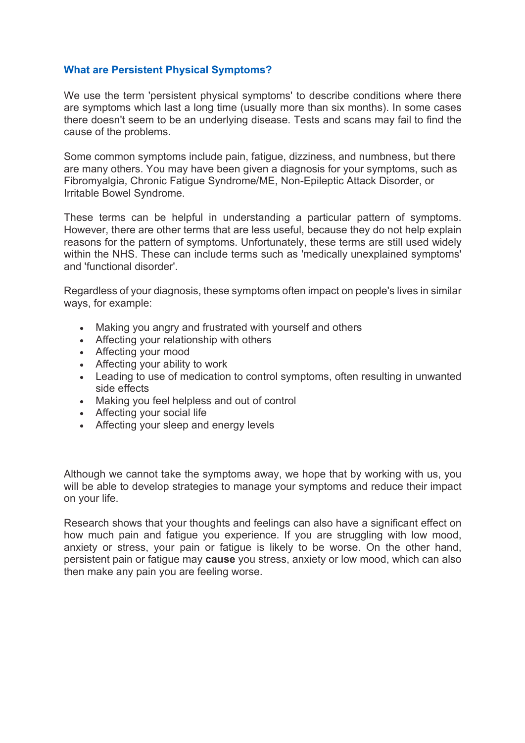## What are Persistent Physical Symptoms?

We use the term 'persistent physical symptoms' to describe conditions where there are symptoms which last a long time (usually more than six months). In some cases there doesn't seem to be an underlying disease. Tests and scans may fail to find the cause of the problems.

Some common symptoms include pain, fatigue, dizziness, and numbness, but there are many others. You may have been given a diagnosis for your symptoms, such as Fibromyalgia, Chronic Fatigue Syndrome/ME, Non-Epileptic Attack Disorder, or Irritable Bowel Syndrome.

These terms can be helpful in understanding a particular pattern of symptoms. However, there are other terms that are less useful, because they do not help explain reasons for the pattern of symptoms. Unfortunately, these terms are still used widely within the NHS. These can include terms such as 'medically unexplained symptoms' and 'functional disorder'.

Regardless of your diagnosis, these symptoms often impact on people's lives in similar ways, for example:

- Making you angry and frustrated with yourself and others
- Affecting your relationship with others
- Affecting your mood
- Affecting your ability to work
- Leading to use of medication to control symptoms, often resulting in unwanted side effects
- Making you feel helpless and out of control
- Affecting your social life
- Affecting your sleep and energy levels

Although we cannot take the symptoms away, we hope that by working with us, you will be able to develop strategies to manage your symptoms and reduce their impact on your life.

Research shows that your thoughts and feelings can also have a significant effect on how much pain and fatigue you experience. If you are struggling with low mood, anxiety or stress, your pain or fatigue is likely to be worse. On the other hand, persistent pain or fatigue may **cause** you stress, anxiety or low mood, which can also then make any pain you are feeling worse.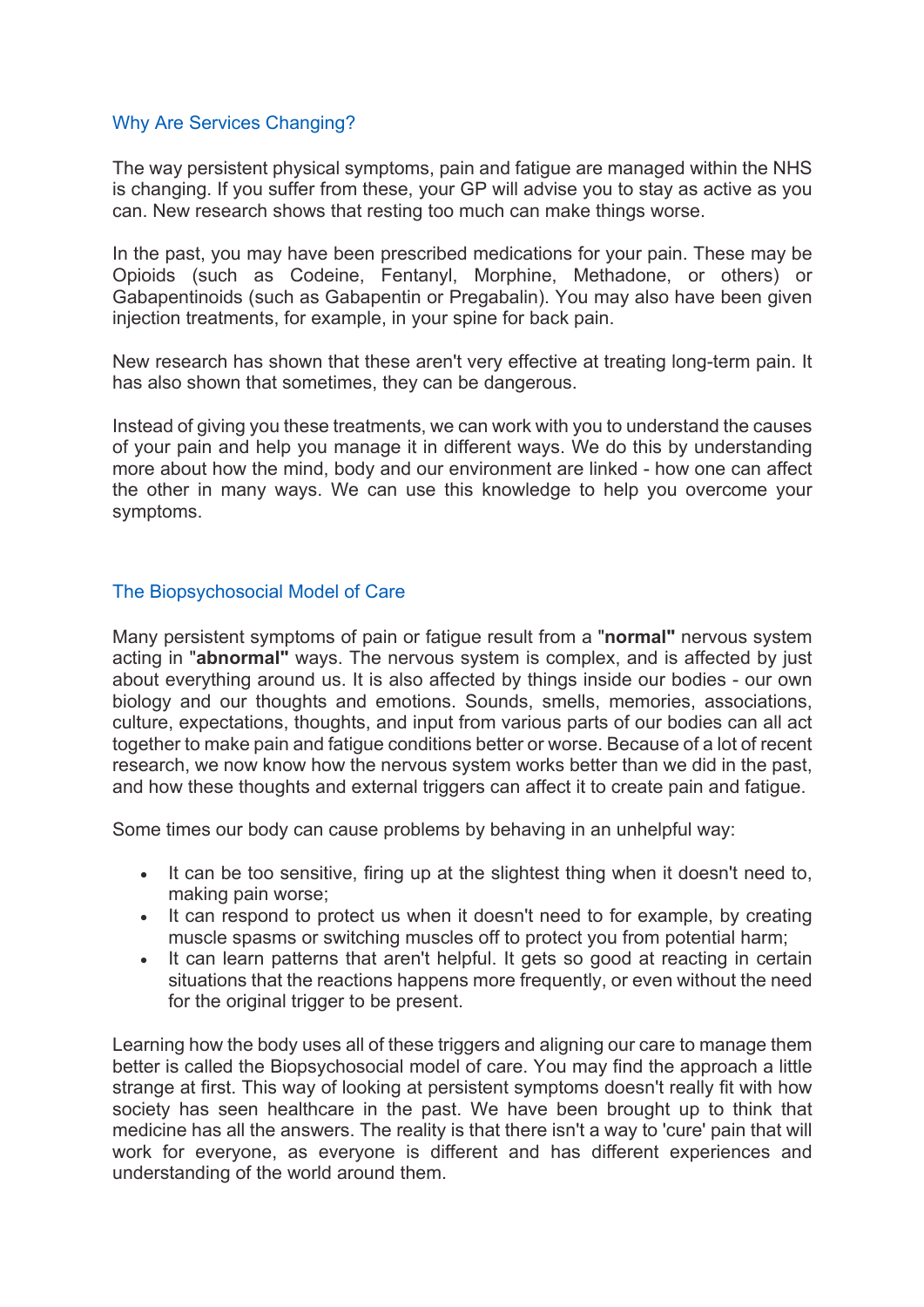## Why Are Services Changing?

The way persistent physical symptoms, pain and fatigue are managed within the NHS is changing. If you suffer from these, your GP will advise you to stay as active as you can. New research shows that resting too much can make things worse.

In the past, you may have been prescribed medications for your pain. These may be Opioids (such as Codeine, Fentanyl, Morphine, Methadone, or others) or Gabapentinoids (such as Gabapentin or Pregabalin). You may also have been given injection treatments, for example, in your spine for back pain.

New research has shown that these aren't very effective at treating long-term pain. It has also shown that sometimes, they can be dangerous.

Instead of giving you these treatments, we can work with you to understand the causes of your pain and help you manage it in different ways. We do this by understanding more about how the mind, body and our environment are linked - how one can affect the other in many ways. We can use this knowledge to help you overcome your symptoms.

## The Biopsychosocial Model of Care

Many persistent symptoms of pain or fatigue result from a "**normal"** nervous system acting in "**abnormal"** ways. The nervous system is complex, and is affected by just about everything around us. It is also affected by things inside our bodies - our own biology and our thoughts and emotions. Sounds, smells, memories, associations, culture, expectations, thoughts, and input from various parts of our bodies can all act together to make pain and fatigue conditions better or worse. Because of a lot of recent research, we now know how the nervous system works better than we did in the past, and how these thoughts and external triggers can affect it to create pain and fatigue.

Some times our body can cause problems by behaving in an unhelpful way:

- It can be too sensitive, firing up at the slightest thing when it doesn't need to, making pain worse;
- It can respond to protect us when it doesn't need to for example, by creating muscle spasms or switching muscles off to protect you from potential harm;
- It can learn patterns that aren't helpful. It gets so good at reacting in certain situations that the reactions happens more frequently, or even without the need for the original trigger to be present.

Learning how the body uses all of these triggers and aligning our care to manage them better is called the Biopsychosocial model of care. You may find the approach a little strange at first. This way of looking at persistent symptoms doesn't really fit with how society has seen healthcare in the past. We have been brought up to think that medicine has all the answers. The reality is that there isn't a way to 'cure' pain that will work for everyone, as everyone is different and has different experiences and understanding of the world around them.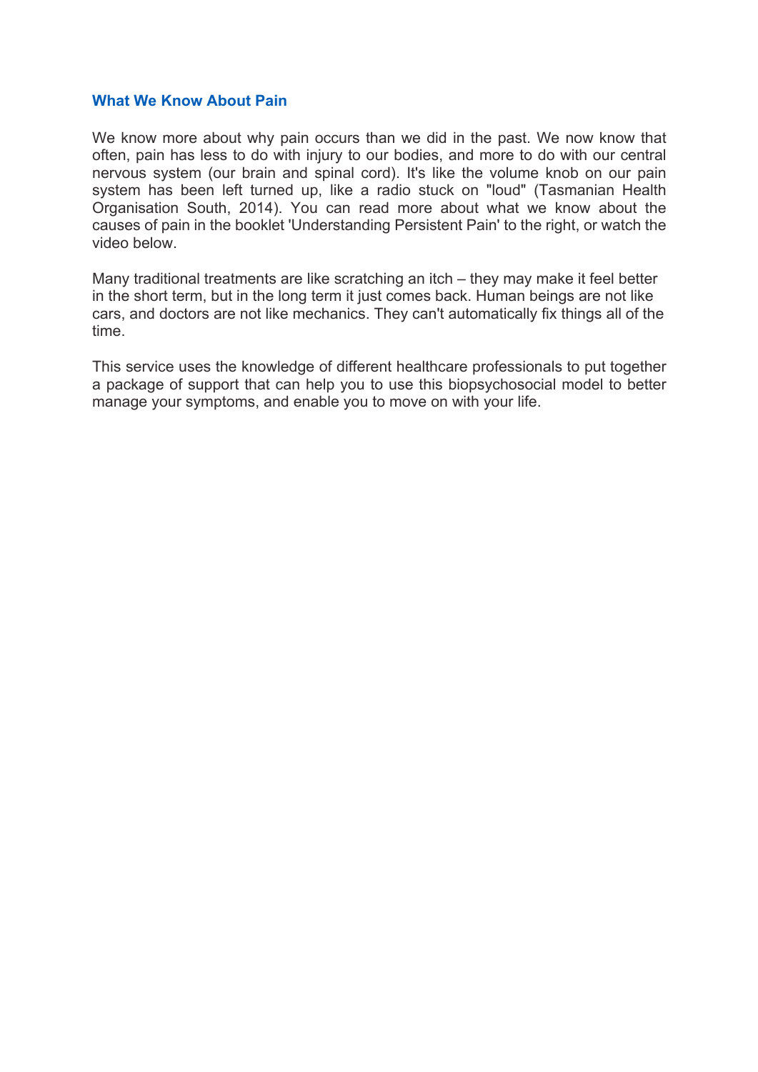### What We Know About Pain

We know more about why pain occurs than we did in the past. We now know that often, pain has less to do with injury to our bodies, and more to do with our central nervous system (our brain and spinal cord). It's like the volume knob on our pain system has been left turned up, like a radio stuck on "loud" (Tasmanian Health Organisation South, 2014). You can read more about what we know about the causes of pain in the booklet 'Understanding Persistent Pain' to the right, or watch the video below.

Many traditional treatments are like scratching an itch – they may make it feel better in the short term, but in the long term it just comes back. Human beings are not like cars, and doctors are not like mechanics. They can't automatically fix things all of the time.

This service uses the knowledge of different healthcare professionals to put together a package of support that can help you to use this biopsychosocial model to better manage your symptoms, and enable you to move on with your life.